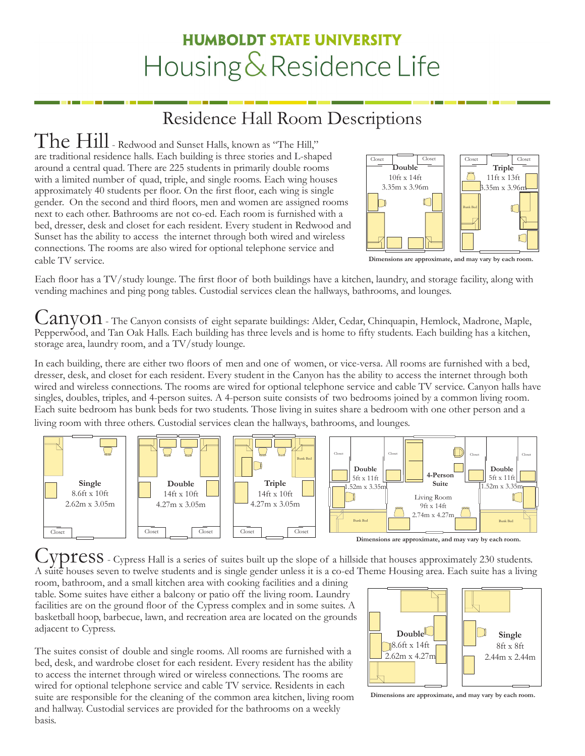# HUMBOLDT STATE UNIVERSITY
# Housing & Residence Life

## Residence Hall Room Descriptions

**The Hill** - Redwood and Sunset Halls, known as "The Hill," are traditional residence halls. Each building is three stories and L-shaped around a central quad. There are 225 students in primarily double rooms with a limited number of quad, triple, and single rooms. Each wing houses approximately 40 students per floor. On the first floor, each wing is single gender. On the second and third floors, men and women are assigned rooms next to each other. Bathrooms are not co-ed. Each room is furnished with a bed, dresser, desk and closet for each resident. Every student in Redwood and Sunset has the ability to access the internet through both wired and wireless connections. The rooms are also wired for optional telephone service and cable TV service.

Double: 10ft x 14ft, 3.35m x 3.96m

Triple: 11ft x 13ft, 3.35m x 3.96m

Dimensions are approximate, and may vary by each room.

Each floor has a TV/study lounge. The first floor of both buildings have a kitchen, laundry, and storage facility, along with vending machines and ping pong tables. Custodial services clean the hallways, bathrooms, and lounges.

**Canyon** - The Canyon consists of eight separate buildings: Alder, Cedar, Chinquapin, Hemlock, Madrone, Maple, Pepperwood, and Tan Oak Halls. Each building has three levels and is home to fifty students. Each building has a kitchen, storage area, laundry room, and a TV/study lounge.

In each building, there are either two floors of men and one of women, or vice-versa. All rooms are furnished with a bed, dresser, desk, and closet for each resident. Every student in the Canyon has the ability to access the internet through both wired and wireless connections. The rooms are wired for optional telephone service and cable TV service. Canyon halls have singles, doubles, triples, and 4-person suites. A 4-person suite consists of two bedrooms joined by a common living room. Each suite bedroom has bunk beds for two students. Those living in suites share a bedroom with one other person and a living room with three others. Custodial services clean the hallways, bathrooms, and lounges.

Single: 8.6ft x 10ft, 2.62m x 3.05m

Double: 14ft x 10ft, 4.27m x 3.05m

Triple: 14ft x 10ft, 4.27m x 3.05m

4-Person Suite: Double 5ft x 11ft, 1.52m x 3.35m; Living Room 9ft x 14ft, 2.74m x 4.27m; Double 5ft x 11ft, 1.52m x 3.35m

Dimensions are approximate, and may vary by each room.

**Cypress** - Cypress Hall is a series of suites built up the slope of a hillside that houses approximately 230 students. A suite houses seven to twelve students and is single gender unless it is a co-ed Theme Housing area. Each suite has a living room, bathroom, and a small kitchen area with cooking facilities and a dining table. Some suites have either a balcony or patio off the living room. Laundry facilities are on the ground floor of the Cypress complex and in some suites. A basketball hoop, barbecue, lawn, and recreation area are located on the grounds adjacent to Cypress.

The suites consist of double and single rooms. All rooms are furnished with a bed, desk, and wardrobe closet for each resident. Every resident has the ability to access the internet through wired or wireless connections. The rooms are wired for optional telephone service and cable TV service. Residents in each suite are responsible for the cleaning of the common area kitchen, living room and hallway. Custodial services are provided for the bathrooms on a weekly basis.

Double: 8.6ft x 14ft, 2.62m x 4.27m

Single: 8ft x 8ft, 2.44m x 2.44m

Dimensions are approximate, and may vary by each room.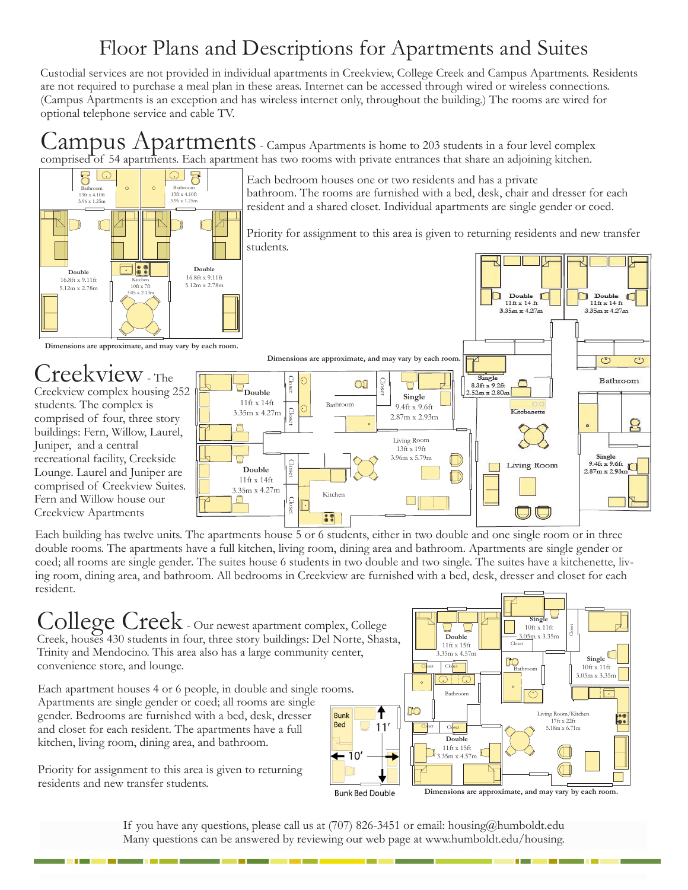# Floor Plans and Descriptions for Apartments and Suites

Custodial services are not provided in individual apartments in Creekview, College Creek and Campus Apartments. Residents are not required to purchase a meal plan in these areas. Internet can be accessed through wired or wireless connections. (Campus Apartments is an exception and has wireless internet only, throughout the building.) The rooms are wired for optional telephone service and cable TV.

## Campus Apartments

- Campus Apartments is home to 203 students in a four level complex comprised of 54 apartments. Each apartment has two rooms with private entrances that share an adjoining kitchen.

Bathroom
13ft x 4.10ft
3.96 x 1.25m

Bathroom
13ft x 4.10ft
3.96 x 1.25m

Double
16.8ft x 9.11ft
5.12m x 2.78m

Kitchen
10ft x 7ft
3.05 x 2.13m

Double
16.8ft x 9.11ft
5.12m x 2.78m

**Dimensions are approximate, and may vary by each room.**

Each bedroom houses one or two residents and has a private bathroom. The rooms are furnished with a bed, desk, chair and dresser for each resident and a shared closet. Individual apartments are single gender or coed.

Priority for assignment to this area is given to returning residents and new transfer students.

## Creekview

- The Creekview complex housing 252 students. The complex is comprised of four, three story buildings: Fern, Willow, Laurel, Juniper, and a central recreational facility, Creekside Lounge. Laurel and Juniper are comprised of Creekview Suites. Fern and Willow house our Creekview Apartments

**Dimensions are approximate, and may vary by each room.**

Double
11ft x 14ft
3.35m x 4.27m

Closet

Closet

Bathroom

Closet

Single
9.4ft x 9.6ft
2.87m x 2.93m

Living Room
13ft x 19ft
3.96m x 5.79m

Double
11ft x 14ft
3.35m x 4.27m

Closet

Closet

Kitchen

Double
11ft x 14 ft
3.35m x 4.27m

Double
11ft x 14 ft
3.35m x 4.27m

Single
8.3ft x 9.2ft
2.52m x 2.80m

Bathroom

Kitchenette

Living Room

Single
9.4ft x 9.6ft
2.87m x 2.93m

Each building has twelve units. The apartments house 5 or 6 students, either in two double and one single room or in three double rooms. The apartments have a full kitchen, living room, dining area and bathroom. Apartments are single gender or coed; all rooms are single gender. The suites house 6 students in two double and two single. The suites have a kitchenette, living room, dining area, and bathroom. All bedrooms in Creekview are furnished with a bed, desk, dresser and closet for each resident.

## College Creek

- Our newest apartment complex, College Creek, houses 430 students in four, three story buildings: Del Norte, Shasta, Trinity and Mendocino. This area also has a large community center, convenience store, and lounge.

Each apartment houses 4 or 6 people, in double and single rooms. Apartments are single gender or coed; all rooms are single gender. Bedrooms are furnished with a bed, desk, dresser and closet for each resident. The apartments have a full kitchen, living room, dining area, and bathroom.

Priority for assignment to this area is given to returning residents and new transfer students.

Bunk Bed
11'
10'
Bunk Bed Double

Double
11ft x 15ft
3.35m x 4.57m

Closet

Closet

Bathroom

Closet

Closet

Double
11ft x 15ft
3.35m x 4.57m

Single
10ft x 11ft
3.05m x 3.35m

Closet

Closet

Bathroom

Single
10ft x 11ft
3.05m x 3.35m

Living Room/Kitchen
17ft x 22ft
5.18m x 6.71m

**Dimensions are approximate, and may vary by each room.**

If you have any questions, please call us at (707) 826-3451 or email: housing@humboldt.edu
Many questions can be answered by reviewing our web page at www.humboldt.edu/housing.